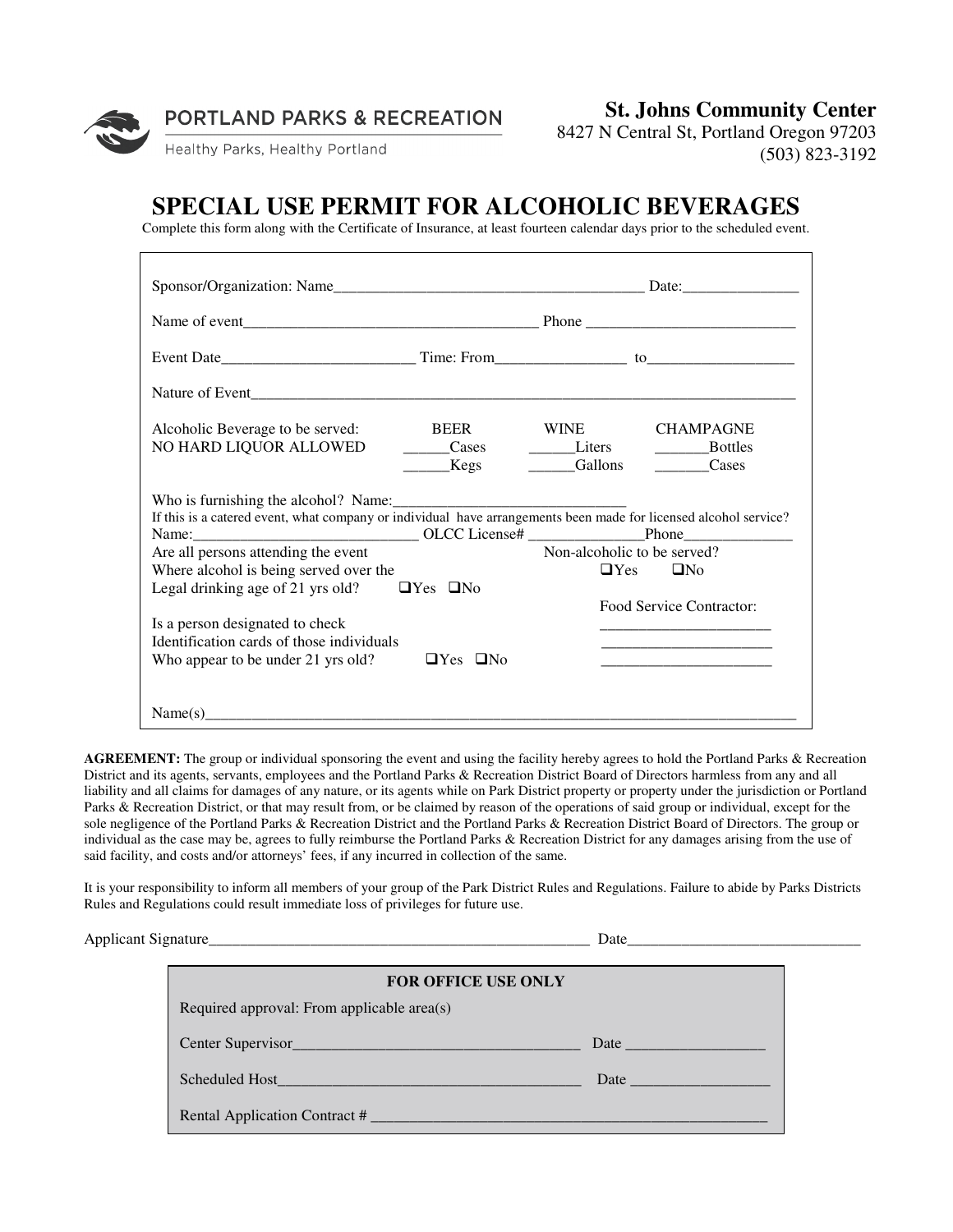PORTLAND PARKS & RECREATION

Healthy Parks, Healthy Portland

**St. Johns Community Center**
8427 N Central St, Portland Oregon 97203
(503) 823-3192

# SPECIAL USE PERMIT FOR ALCOHOLIC BEVERAGES

Complete this form along with the Certificate of Insurance, at least fourteen calendar days prior to the scheduled event.

Sponsor/Organization: Name________________________________________ Date:_______________

Name of event________________________________________ Phone ___________________________

Event Date_________________________ Time: From_________________ to___________________

Nature of Event_____________________________________________________________________________

| Alcoholic Beverage to be served: | BEER | WINE | CHAMPAGNE |
|---|---|---|---|
| NO HARD LIQUOR ALLOWED | ______Cases | ______Liters | _______Bottles |
| | ______Kegs | ______Gallons | _______Cases |

Who is furnishing the alcohol? Name:______________________________

If this is a catered event, what company or individual have arrangements been made for licensed alcohol service?

Name:______________________________ OLCC License# _______________Phone______________

Are all persons attending the event Where alcohol is being served over the Legal drinking age of 21 yrs old? ❑Yes ❑No

Non-alcoholic to be served? ❑Yes ❑No

Food Service Contractor:
______________________
______________________
______________________

Is a person designated to check Identification cards of those individuals Who appear to be under 21 yrs old? ❑Yes ❑No

Name(s)_____________________________________________________________________________

**AGREEMENT:** The group or individual sponsoring the event and using the facility hereby agrees to hold the Portland Parks & Recreation District and its agents, servants, employees and the Portland Parks & Recreation District Board of Directors harmless from any and all liability and all claims for damages of any nature, or its agents while on Park District property or property under the jurisdiction or Portland Parks & Recreation District, or that may result from, or be claimed by reason of the operations of said group or individual, except for the sole negligence of the Portland Parks & Recreation District and the Portland Parks & Recreation District Board of Directors. The group or individual as the case may be, agrees to fully reimburse the Portland Parks & Recreation District for any damages arising from the use of said facility, and costs and/or attorneys' fees, if any incurred in collection of the same.

It is your responsibility to inform all members of your group of the Park District Rules and Regulations. Failure to abide by Parks Districts Rules and Regulations could result immediate loss of privileges for future use.

Applicant Signature____________________________________________________ Date______________________________

**FOR OFFICE USE ONLY**

Required approval: From applicable area(s)

Center Supervisor____________________________________ Date _________________

Scheduled Host________________________________________ Date _________________

Rental Application Contract # ____________________________________________________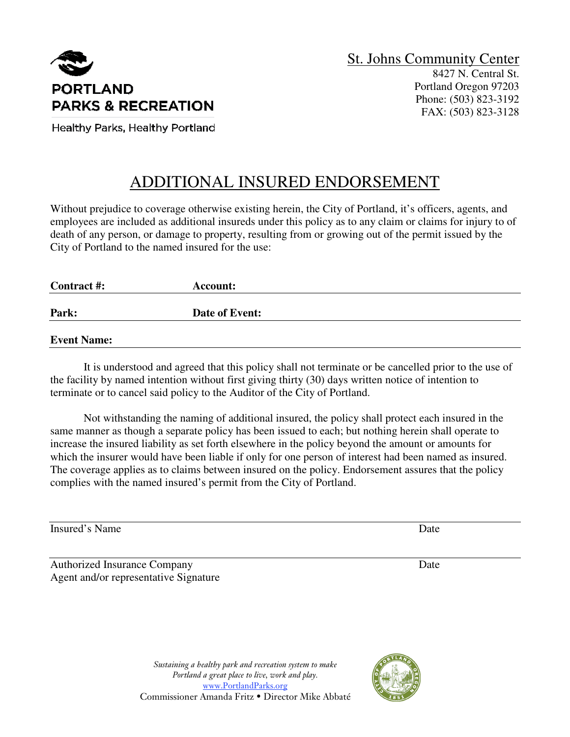PORTLAND PARKS & RECREATION

Healthy Parks, Healthy Portland

St. Johns Community Center
8427 N. Central St.
Portland Oregon 97203
Phone: (503) 823-3192
FAX: (503) 823-3128

# ADDITIONAL INSURED ENDORSEMENT

Without prejudice to coverage otherwise existing herein, the City of Portland, it's officers, agents, and employees are included as additional insureds under this policy as to any claim or claims for injury to of death of any person, or damage to property, resulting from or growing out of the permit issued by the City of Portland to the named insured for the use:

**Contract #:** **Account:**

**Park:** **Date of Event:**

**Event Name:**

It is understood and agreed that this policy shall not terminate or be cancelled prior to the use of the facility by named intention without first giving thirty (30) days written notice of intention to terminate or to cancel said policy to the Auditor of the City of Portland.

Not withstanding the naming of additional insured, the policy shall protect each insured in the same manner as though a separate policy has been issued to each; but nothing herein shall operate to increase the insured liability as set forth elsewhere in the policy beyond the amount or amounts for which the insurer would have been liable if only for one person of interest had been named as insured. The coverage applies as to claims between insured on the policy. Endorsement assures that the policy complies with the named insured's permit from the City of Portland.

Insured's Name Date

Authorized Insurance Company
Agent and/or representative Signature Date

*Sustaining a healthy park and recreation system to make Portland a great place to live, work and play.*
www.PortlandParks.org
Commissioner Amanda Fritz • Director Mike Abbaté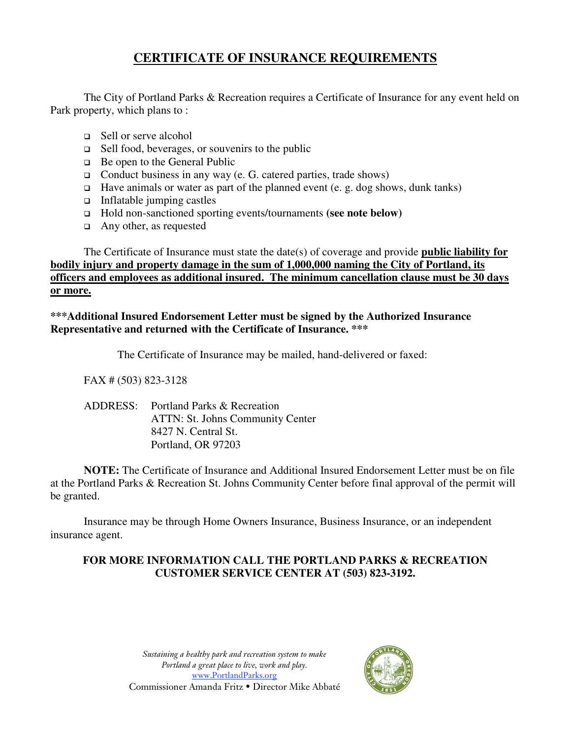# CERTIFICATE OF INSURANCE REQUIREMENTS

The City of Portland Parks & Recreation requires a Certificate of Insurance for any event held on Park property, which plans to :

- Sell or serve alcohol
- Sell food, beverages, or souvenirs to the public
- Be open to the General Public
- Conduct business in any way (e. G. catered parties, trade shows)
- Have animals or water as part of the planned event (e. g. dog shows, dunk tanks)
- Inflatable jumping castles
- Hold non-sanctioned sporting events/tournaments **(see note below)**
- Any other, as requested

The Certificate of Insurance must state the date(s) of coverage and provide **public liability for bodily injury and property damage in the sum of 1,000,000 naming the City of Portland, its officers and employees as additional insured. The minimum cancellation clause must be 30 days or more.**

**\*\*\*Additional Insured Endorsement Letter must be signed by the Authorized Insurance Representative and returned with the Certificate of Insurance. \*\*\***

The Certificate of Insurance may be mailed, hand-delivered or faxed:

FAX # (503) 823-3128

ADDRESS: Portland Parks & Recreation
ATTN: St. Johns Community Center
8427 N. Central St.
Portland, OR 97203

**NOTE:** The Certificate of Insurance and Additional Insured Endorsement Letter must be on file at the Portland Parks & Recreation St. Johns Community Center before final approval of the permit will be granted.

Insurance may be through Home Owners Insurance, Business Insurance, or an independent insurance agent.

**FOR MORE INFORMATION CALL THE PORTLAND PARKS & RECREATION CUSTOMER SERVICE CENTER AT (503) 823-3192.**

*Sustaining a healthy park and recreation system to make Portland a great place to live, work and play.*
www.PortlandParks.org
Commissioner Amanda Fritz • Director Mike Abbaté